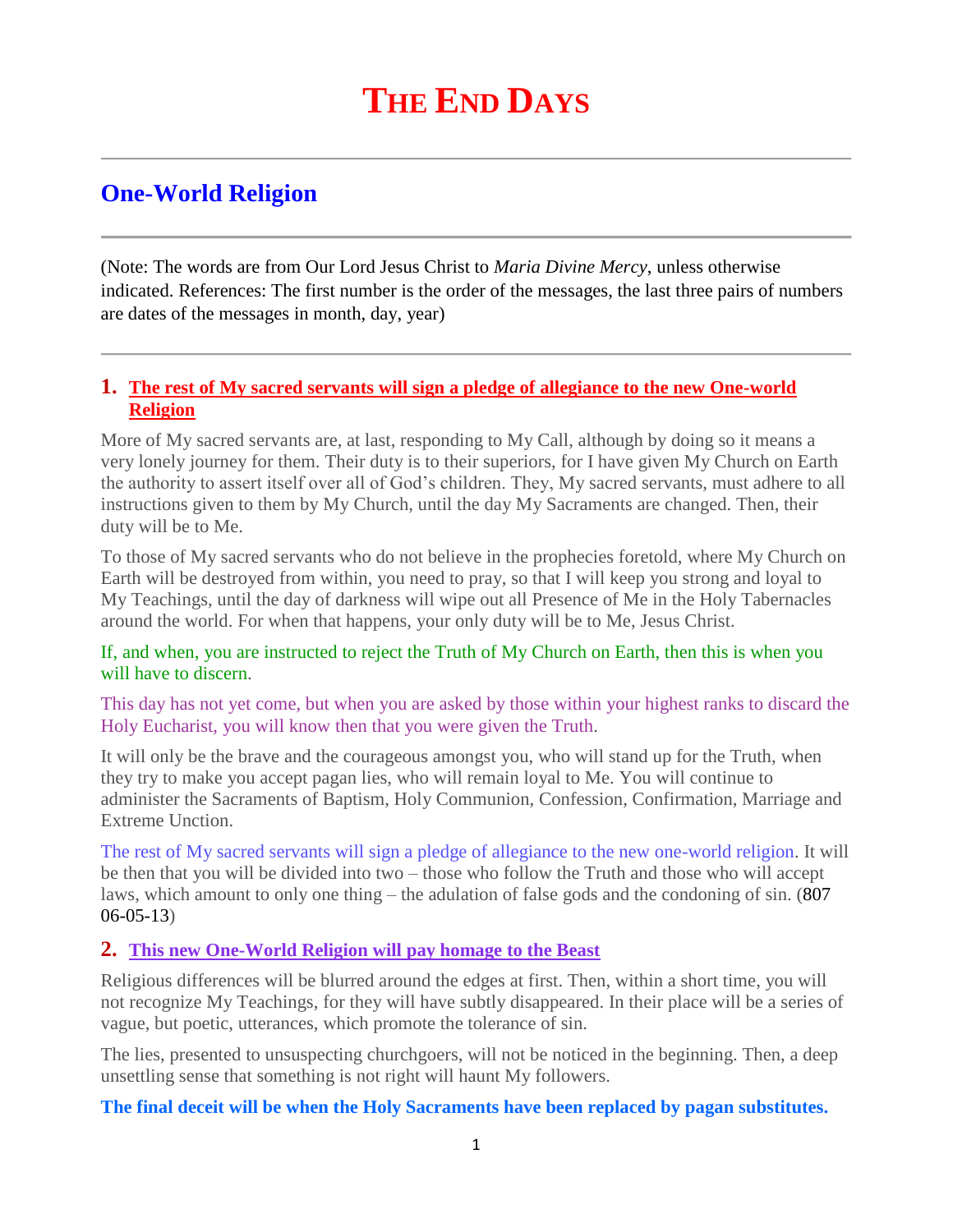# The End Days

## One-World Religion

(Note: The words are from Our Lord Jesus Christ to *Maria Divine Mercy*, unless otherwise indicated. References: The first number is the order of the messages, the last three pairs of numbers are dates of the messages in month, day, year)

### 1. The rest of My sacred servants will sign a pledge of allegiance to the new One-world Religion

More of My sacred servants are, at last, responding to My Call, although by doing so it means a very lonely journey for them. Their duty is to their superiors, for I have given My Church on Earth the authority to assert itself over all of God's children. They, My sacred servants, must adhere to all instructions given to them by My Church, until the day My Sacraments are changed. Then, their duty will be to Me.

To those of My sacred servants who do not believe in the prophecies foretold, where My Church on Earth will be destroyed from within, you need to pray, so that I will keep you strong and loyal to My Teachings, until the day of darkness will wipe out all Presence of Me in the Holy Tabernacles around the world. For when that happens, your only duty will be to Me, Jesus Christ.

If, and when, you are instructed to reject the Truth of My Church on Earth, then this is when you will have to discern.

This day has not yet come, but when you are asked by those within your highest ranks to discard the Holy Eucharist, you will know then that you were given the Truth.

It will only be the brave and the courageous amongst you, who will stand up for the Truth, when they try to make you accept pagan lies, who will remain loyal to Me. You will continue to administer the Sacraments of Baptism, Holy Communion, Confession, Confirmation, Marriage and Extreme Unction.

The rest of My sacred servants will sign a pledge of allegiance to the new one-world religion. It will be then that you will be divided into two – those who follow the Truth and those who will accept laws, which amount to only one thing – the adulation of false gods and the condoning of sin. (807 06-05-13)

### 2. This new One-World Religion will pay homage to the Beast

Religious differences will be blurred around the edges at first. Then, within a short time, you will not recognize My Teachings, for they will have subtly disappeared. In their place will be a series of vague, but poetic, utterances, which promote the tolerance of sin.

The lies, presented to unsuspecting churchgoers, will not be noticed in the beginning. Then, a deep unsettling sense that something is not right will haunt My followers.

**The final deceit will be when the Holy Sacraments have been replaced by pagan substitutes.**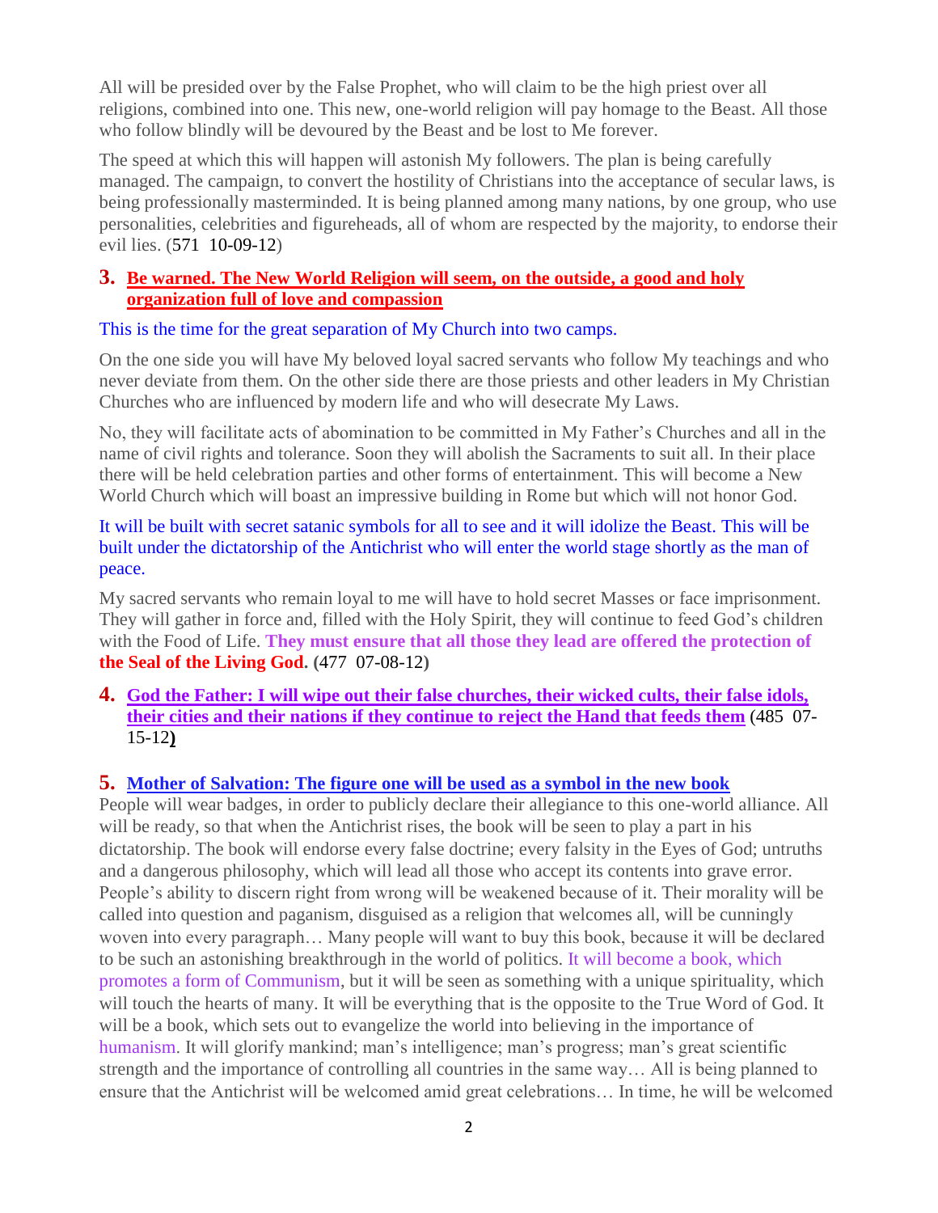All will be presided over by the False Prophet, who will claim to be the high priest over all religions, combined into one. This new, one-world religion will pay homage to the Beast. All those who follow blindly will be devoured by the Beast and be lost to Me forever.

The speed at which this will happen will astonish My followers. The plan is being carefully managed. The campaign, to convert the hostility of Christians into the acceptance of secular laws, is being professionally masterminded. It is being planned among many nations, by one group, who use personalities, celebrities and figureheads, all of whom are respected by the majority, to endorse their evil lies. (571 10-09-12)

### 3. Be warned. The New World Religion will seem, on the outside, a good and holy organization full of love and compassion

This is the time for the great separation of My Church into two camps.

On the one side you will have My beloved loyal sacred servants who follow My teachings and who never deviate from them. On the other side there are those priests and other leaders in My Christian Churches who are influenced by modern life and who will desecrate My Laws.

No, they will facilitate acts of abomination to be committed in My Father's Churches and all in the name of civil rights and tolerance. Soon they will abolish the Sacraments to suit all. In their place there will be held celebration parties and other forms of entertainment. This will become a New World Church which will boast an impressive building in Rome but which will not honor God.

It will be built with secret satanic symbols for all to see and it will idolize the Beast. This will be built under the dictatorship of the Antichrist who will enter the world stage shortly as the man of peace.

My sacred servants who remain loyal to me will have to hold secret Masses or face imprisonment. They will gather in force and, filled with the Holy Spirit, they will continue to feed God's children with the Food of Life. **They must ensure that all those they lead are offered the protection of the Seal of the Living God.** (477 07-08-12)

### 4. God the Father: I will wipe out their false churches, their wicked cults, their false idols, their cities and their nations if they continue to reject the Hand that feeds them (485 07-15-12)

### 5. Mother of Salvation: The figure one will be used as a symbol in the new book

People will wear badges, in order to publicly declare their allegiance to this one-world alliance. All will be ready, so that when the Antichrist rises, the book will be seen to play a part in his dictatorship. The book will endorse every false doctrine; every falsity in the Eyes of God; untruths and a dangerous philosophy, which will lead all those who accept its contents into grave error. People's ability to discern right from wrong will be weakened because of it. Their morality will be called into question and paganism, disguised as a religion that welcomes all, will be cunningly woven into every paragraph… Many people will want to buy this book, because it will be declared to be such an astonishing breakthrough in the world of politics. It will become a book, which promotes a form of Communism, but it will be seen as something with a unique spirituality, which will touch the hearts of many. It will be everything that is the opposite to the True Word of God. It will be a book, which sets out to evangelize the world into believing in the importance of humanism. It will glorify mankind; man's intelligence; man's progress; man's great scientific strength and the importance of controlling all countries in the same way… All is being planned to ensure that the Antichrist will be welcomed amid great celebrations… In time, he will be welcomed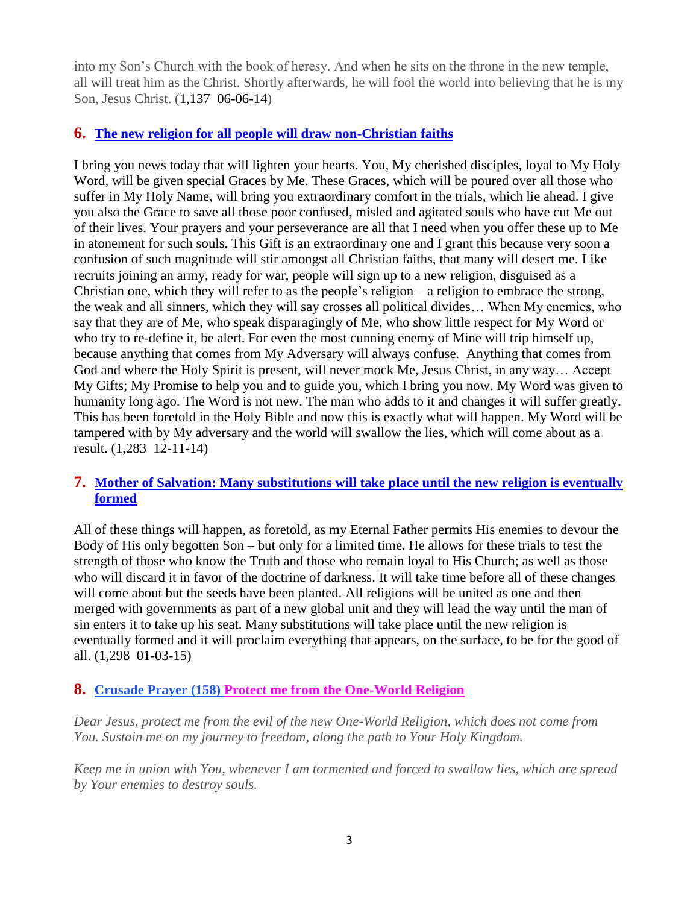into my Son's Church with the book of heresy. And when he sits on the throne in the new temple, all will treat him as the Christ. Shortly afterwards, he will fool the world into believing that he is my Son, Jesus Christ. (1,137 06-06-14)

## 6. The new religion for all people will draw non-Christian faiths

I bring you news today that will lighten your hearts. You, My cherished disciples, loyal to My Holy Word, will be given special Graces by Me. These Graces, which will be poured over all those who suffer in My Holy Name, will bring you extraordinary comfort in the trials, which lie ahead. I give you also the Grace to save all those poor confused, misled and agitated souls who have cut Me out of their lives. Your prayers and your perseverance are all that I need when you offer these up to Me in atonement for such souls. This Gift is an extraordinary one and I grant this because very soon a confusion of such magnitude will stir amongst all Christian faiths, that many will desert me. Like recruits joining an army, ready for war, people will sign up to a new religion, disguised as a Christian one, which they will refer to as the people's religion – a religion to embrace the strong, the weak and all sinners, which they will say crosses all political divides… When My enemies, who say that they are of Me, who speak disparagingly of Me, who show little respect for My Word or who try to re-define it, be alert. For even the most cunning enemy of Mine will trip himself up, because anything that comes from My Adversary will always confuse. Anything that comes from God and where the Holy Spirit is present, will never mock Me, Jesus Christ, in any way… Accept My Gifts; My Promise to help you and to guide you, which I bring you now. My Word was given to humanity long ago. The Word is not new. The man who adds to it and changes it will suffer greatly. This has been foretold in the Holy Bible and now this is exactly what will happen. My Word will be tampered with by My adversary and the world will swallow the lies, which will come about as a result. (1,283 12-11-14)

## 7. Mother of Salvation: Many substitutions will take place until the new religion is eventually formed

All of these things will happen, as foretold, as my Eternal Father permits His enemies to devour the Body of His only begotten Son – but only for a limited time. He allows for these trials to test the strength of those who know the Truth and those who remain loyal to His Church; as well as those who will discard it in favor of the doctrine of darkness. It will take time before all of these changes will come about but the seeds have been planted. All religions will be united as one and then merged with governments as part of a new global unit and they will lead the way until the man of sin enters it to take up his seat. Many substitutions will take place until the new religion is eventually formed and it will proclaim everything that appears, on the surface, to be for the good of all. (1,298 01-03-15)

## 8. Crusade Prayer (158) Protect me from the One-World Religion

*Dear Jesus, protect me from the evil of the new One-World Religion, which does not come from You. Sustain me on my journey to freedom, along the path to Your Holy Kingdom.*

*Keep me in union with You, whenever I am tormented and forced to swallow lies, which are spread by Your enemies to destroy souls.*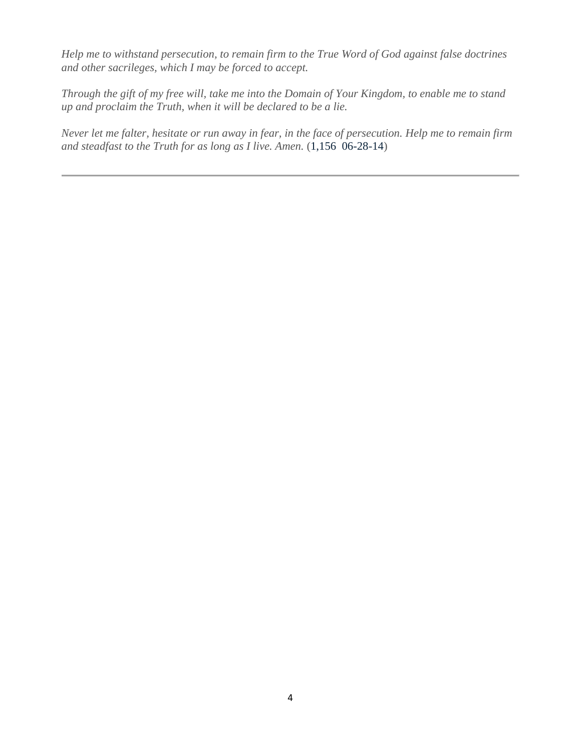*Help me to withstand persecution, to remain firm to the True Word of God against false doctrines and other sacrileges, which I may be forced to accept.*

*Through the gift of my free will, take me into the Domain of Your Kingdom, to enable me to stand up and proclaim the Truth, when it will be declared to be a lie.*

*Never let me falter, hesitate or run away in fear, in the face of persecution. Help me to remain firm and steadfast to the Truth for as long as I live. Amen.* (1,156 06-28-14)

---